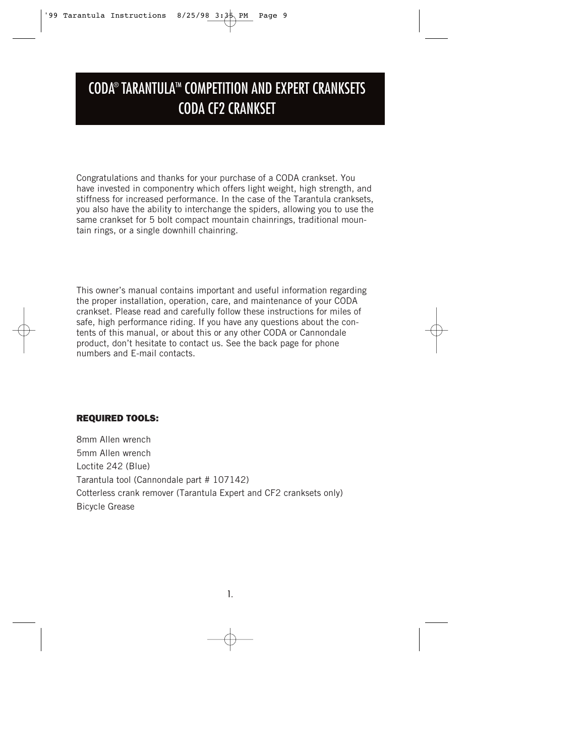# CODA® TARANTULA™ COMPETITION AND EXPERT CRANKSETS
# CODA CF2 CRANKSET

Congratulations and thanks for your purchase of a CODA crankset. You have invested in componentry which offers light weight, high strength, and stiffness for increased performance. In the case of the Tarantula cranksets, you also have the ability to interchange the spiders, allowing you to use the same crankset for 5 bolt compact mountain chainrings, traditional mountain rings, or a single downhill chainring.

This owner's manual contains important and useful information regarding the proper installation, operation, care, and maintenance of your CODA crankset. Please read and carefully follow these instructions for miles of safe, high performance riding. If you have any questions about the contents of this manual, or about this or any other CODA or Cannondale product, don't hesitate to contact us. See the back page for phone numbers and E-mail contacts.

**REQUIRED TOOLS:**

8mm Allen wrench
5mm Allen wrench
Loctite 242 (Blue)
Tarantula tool (Cannondale part # 107142)
Cotterless crank remover (Tarantula Expert and CF2 cranksets only)
Bicycle Grease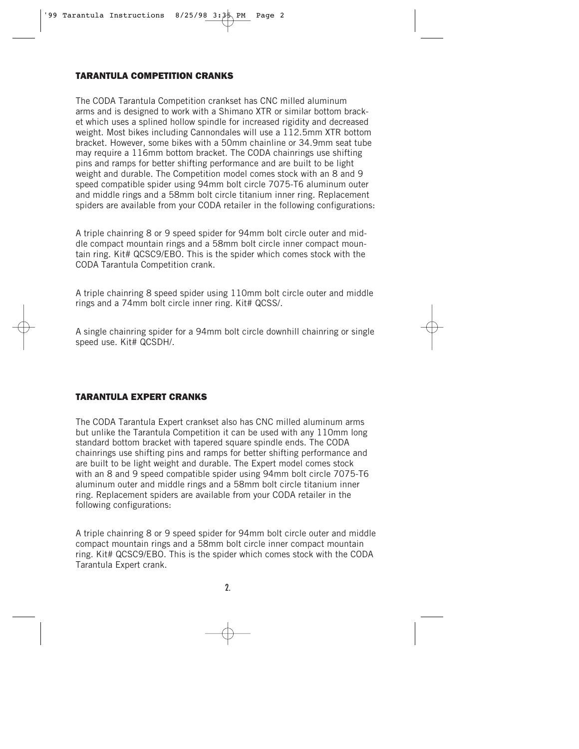## TARANTULA COMPETITION CRANKS

The CODA Tarantula Competition crankset has CNC milled aluminum arms and is designed to work with a Shimano XTR or similar bottom bracket which uses a splined hollow spindle for increased rigidity and decreased weight. Most bikes including Cannondales will use a 112.5mm XTR bottom bracket. However, some bikes with a 50mm chainline or 34.9mm seat tube may require a 116mm bottom bracket. The CODA chainrings use shifting pins and ramps for better shifting performance and are built to be light weight and durable. The Competition model comes stock with an 8 and 9 speed compatible spider using 94mm bolt circle 7075-T6 aluminum outer and middle rings and a 58mm bolt circle titanium inner ring. Replacement spiders are available from your CODA retailer in the following configurations:

A triple chainring 8 or 9 speed spider for 94mm bolt circle outer and middle compact mountain rings and a 58mm bolt circle inner compact mountain ring. Kit# QCSC9/EBO. This is the spider which comes stock with the CODA Tarantula Competition crank.

A triple chainring 8 speed spider using 110mm bolt circle outer and middle rings and a 74mm bolt circle inner ring. Kit# QCSS/.

A single chainring spider for a 94mm bolt circle downhill chainring or single speed use. Kit# QCSDH/.

## TARANTULA EXPERT CRANKS

The CODA Tarantula Expert crankset also has CNC milled aluminum arms but unlike the Tarantula Competition it can be used with any 110mm long standard bottom bracket with tapered square spindle ends. The CODA chainrings use shifting pins and ramps for better shifting performance and are built to be light weight and durable. The Expert model comes stock with an 8 and 9 speed compatible spider using 94mm bolt circle 7075-T6 aluminum outer and middle rings and a 58mm bolt circle titanium inner ring. Replacement spiders are available from your CODA retailer in the following configurations:

A triple chainring 8 or 9 speed spider for 94mm bolt circle outer and middle compact mountain rings and a 58mm bolt circle inner compact mountain ring. Kit# QCSC9/EBO. This is the spider which comes stock with the CODA Tarantula Expert crank.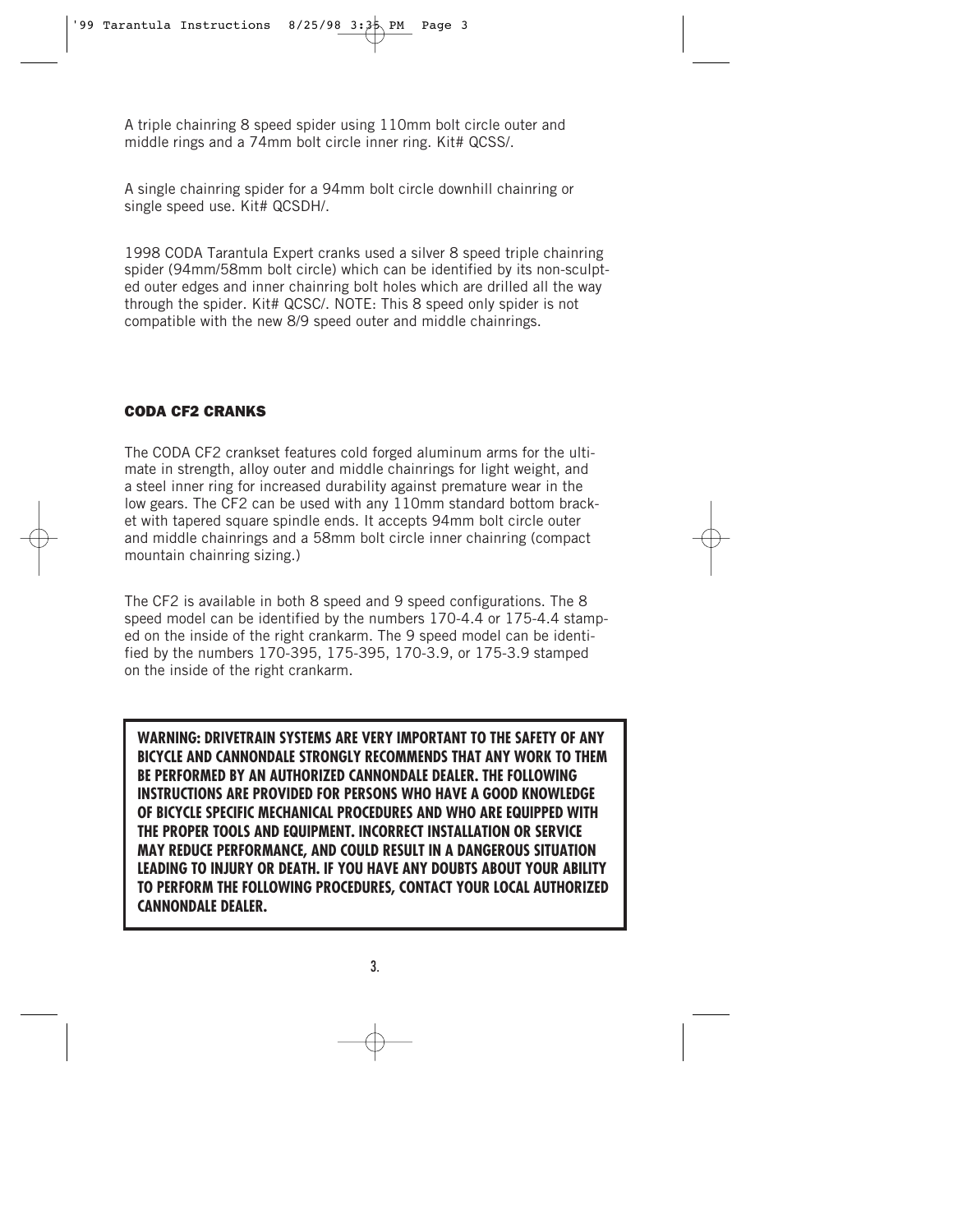A triple chainring 8 speed spider using 110mm bolt circle outer and middle rings and a 74mm bolt circle inner ring. Kit# QCSS/.

A single chainring spider for a 94mm bolt circle downhill chainring or single speed use. Kit# QCSDH/.

1998 CODA Tarantula Expert cranks used a silver 8 speed triple chainring spider (94mm/58mm bolt circle) which can be identified by its non-sculpted outer edges and inner chainring bolt holes which are drilled all the way through the spider. Kit# QCSC/. NOTE: This 8 speed only spider is not compatible with the new 8/9 speed outer and middle chainrings.

## CODA CF2 CRANKS

The CODA CF2 crankset features cold forged aluminum arms for the ultimate in strength, alloy outer and middle chainrings for light weight, and a steel inner ring for increased durability against premature wear in the low gears. The CF2 can be used with any 110mm standard bottom bracket with tapered square spindle ends. It accepts 94mm bolt circle outer and middle chainrings and a 58mm bolt circle inner chainring (compact mountain chainring sizing.)

The CF2 is available in both 8 speed and 9 speed configurations. The 8 speed model can be identified by the numbers 170-4.4 or 175-4.4 stamped on the inside of the right crankarm. The 9 speed model can be identified by the numbers 170-395, 175-395, 170-3.9, or 175-3.9 stamped on the inside of the right crankarm.

**WARNING: DRIVETRAIN SYSTEMS ARE VERY IMPORTANT TO THE SAFETY OF ANY BICYCLE AND CANNONDALE STRONGLY RECOMMENDS THAT ANY WORK TO THEM BE PERFORMED BY AN AUTHORIZED CANNONDALE DEALER. THE FOLLOWING INSTRUCTIONS ARE PROVIDED FOR PERSONS WHO HAVE A GOOD KNOWLEDGE OF BICYCLE SPECIFIC MECHANICAL PROCEDURES AND WHO ARE EQUIPPED WITH THE PROPER TOOLS AND EQUIPMENT. INCORRECT INSTALLATION OR SERVICE MAY REDUCE PERFORMANCE, AND COULD RESULT IN A DANGEROUS SITUATION LEADING TO INJURY OR DEATH. IF YOU HAVE ANY DOUBTS ABOUT YOUR ABILITY TO PERFORM THE FOLLOWING PROCEDURES, CONTACT YOUR LOCAL AUTHORIZED CANNONDALE DEALER.**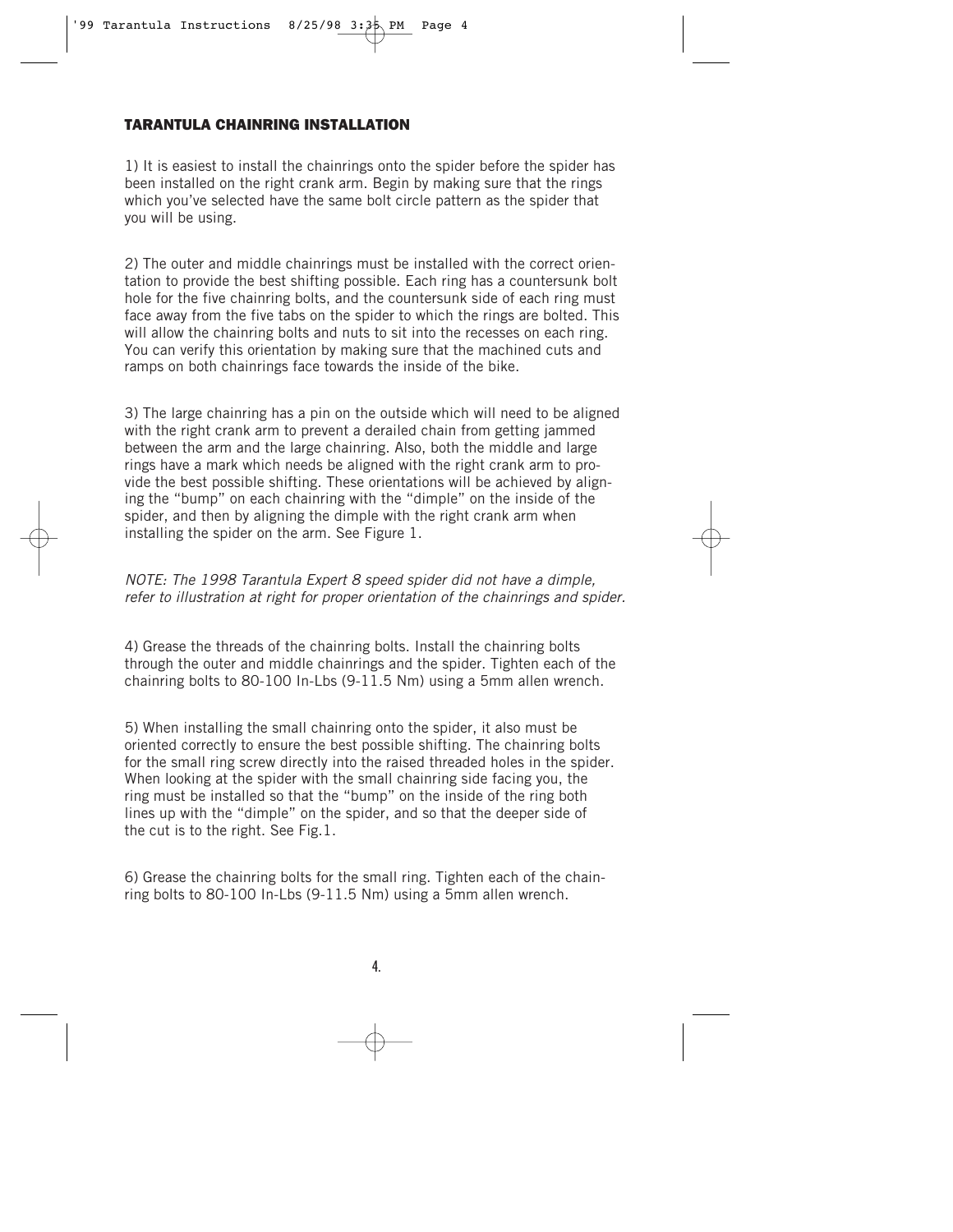## TARANTULA CHAINRING INSTALLATION

1) It is easiest to install the chainrings onto the spider before the spider has been installed on the right crank arm. Begin by making sure that the rings which you've selected have the same bolt circle pattern as the spider that you will be using.

2) The outer and middle chainrings must be installed with the correct orientation to provide the best shifting possible. Each ring has a countersunk bolt hole for the five chainring bolts, and the countersunk side of each ring must face away from the five tabs on the spider to which the rings are bolted. This will allow the chainring bolts and nuts to sit into the recesses on each ring. You can verify this orientation by making sure that the machined cuts and ramps on both chainrings face towards the inside of the bike.

3) The large chainring has a pin on the outside which will need to be aligned with the right crank arm to prevent a derailed chain from getting jammed between the arm and the large chainring. Also, both the middle and large rings have a mark which needs be aligned with the right crank arm to provide the best possible shifting. These orientations will be achieved by aligning the "bump" on each chainring with the "dimple" on the inside of the spider, and then by aligning the dimple with the right crank arm when installing the spider on the arm. See Figure 1.

*NOTE: The 1998 Tarantula Expert 8 speed spider did not have a dimple, refer to illustration at right for proper orientation of the chainrings and spider.*

4) Grease the threads of the chainring bolts. Install the chainring bolts through the outer and middle chainrings and the spider. Tighten each of the chainring bolts to 80-100 In-Lbs (9-11.5 Nm) using a 5mm allen wrench.

5) When installing the small chainring onto the spider, it also must be oriented correctly to ensure the best possible shifting. The chainring bolts for the small ring screw directly into the raised threaded holes in the spider. When looking at the spider with the small chainring side facing you, the ring must be installed so that the "bump" on the inside of the ring both lines up with the "dimple" on the spider, and so that the deeper side of the cut is to the right. See Fig.1.

6) Grease the chainring bolts for the small ring. Tighten each of the chainring bolts to 80-100 In-Lbs (9-11.5 Nm) using a 5mm allen wrench.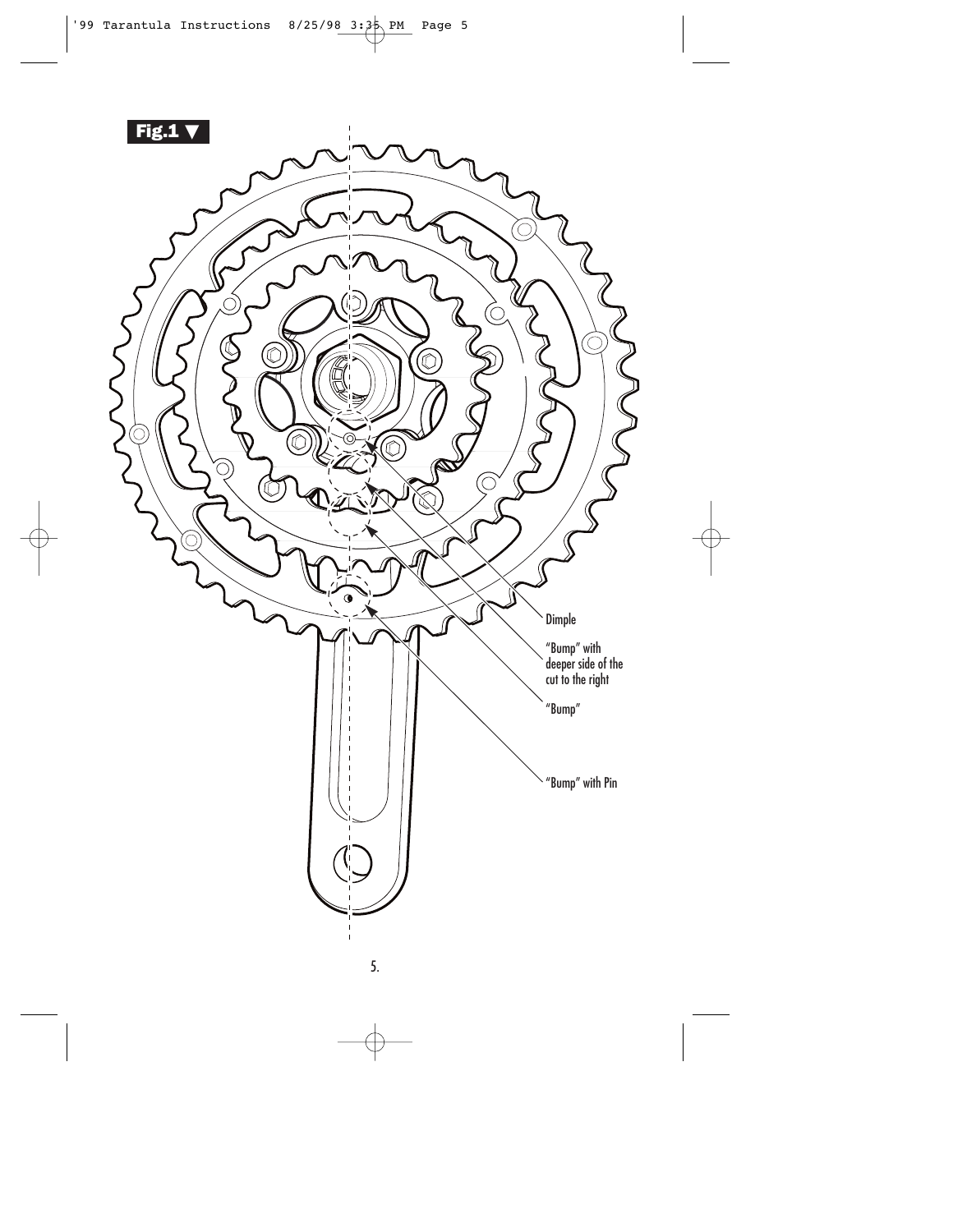**Fig.1 ▼**

Dimple

"Bump" with deeper side of the cut to the right

"Bump"

"Bump" with Pin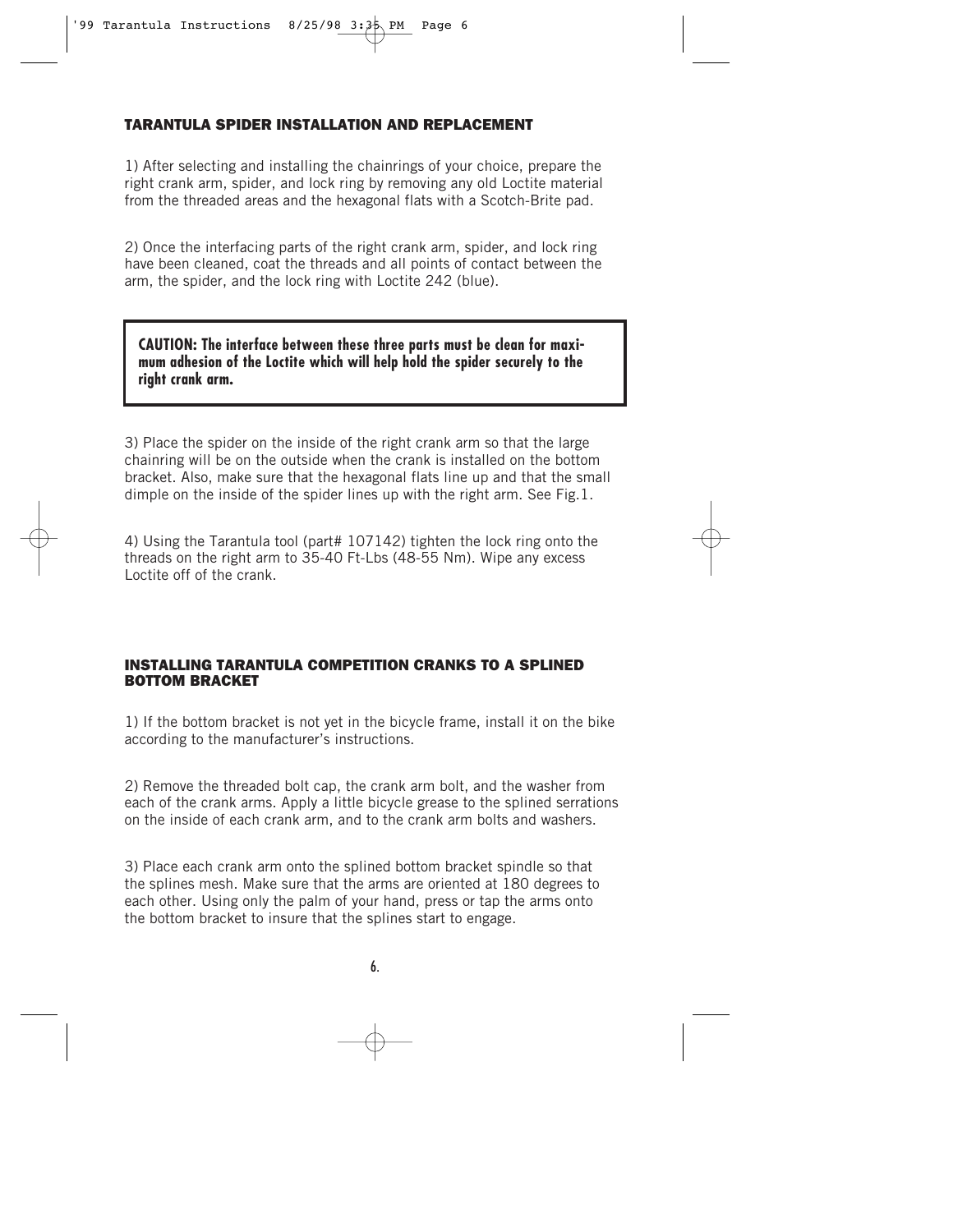## TARANTULA SPIDER INSTALLATION AND REPLACEMENT

1) After selecting and installing the chainrings of your choice, prepare the right crank arm, spider, and lock ring by removing any old Loctite material from the threaded areas and the hexagonal flats with a Scotch-Brite pad.

2) Once the interfacing parts of the right crank arm, spider, and lock ring have been cleaned, coat the threads and all points of contact between the arm, the spider, and the lock ring with Loctite 242 (blue).

**CAUTION: The interface between these three parts must be clean for maximum adhesion of the Loctite which will help hold the spider securely to the right crank arm.**

3) Place the spider on the inside of the right crank arm so that the large chainring will be on the outside when the crank is installed on the bottom bracket. Also, make sure that the hexagonal flats line up and that the small dimple on the inside of the spider lines up with the right arm. See Fig.1.

4) Using the Tarantula tool (part# 107142) tighten the lock ring onto the threads on the right arm to 35-40 Ft-Lbs (48-55 Nm). Wipe any excess Loctite off of the crank.

## INSTALLING TARANTULA COMPETITION CRANKS TO A SPLINED BOTTOM BRACKET

1) If the bottom bracket is not yet in the bicycle frame, install it on the bike according to the manufacturer's instructions.

2) Remove the threaded bolt cap, the crank arm bolt, and the washer from each of the crank arms. Apply a little bicycle grease to the splined serrations on the inside of each crank arm, and to the crank arm bolts and washers.

3) Place each crank arm onto the splined bottom bracket spindle so that the splines mesh. Make sure that the arms are oriented at 180 degrees to each other. Using only the palm of your hand, press or tap the arms onto the bottom bracket to insure that the splines start to engage.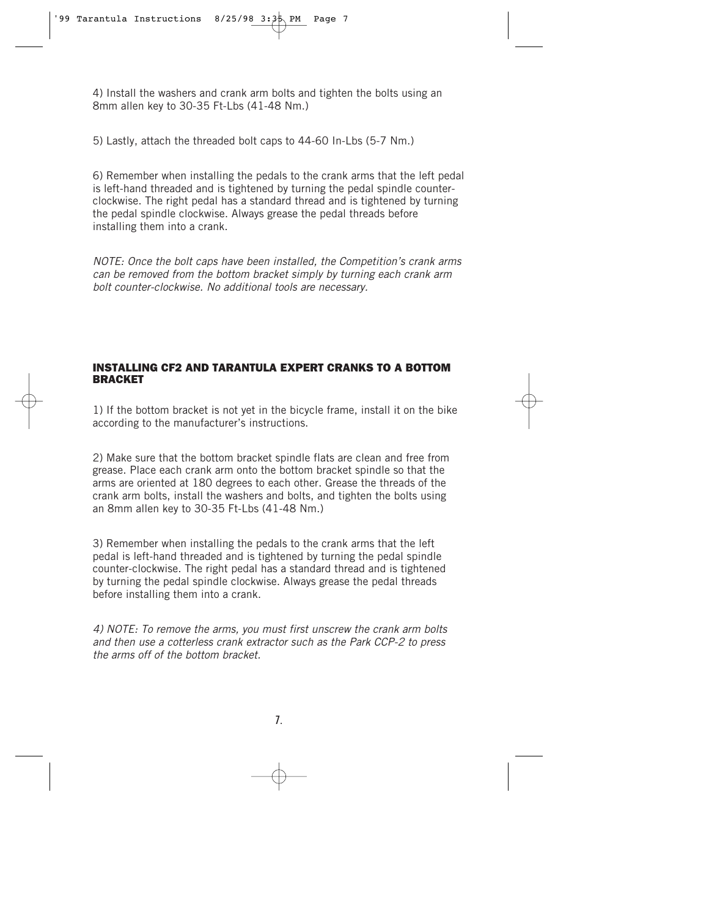4) Install the washers and crank arm bolts and tighten the bolts using an 8mm allen key to 30-35 Ft-Lbs (41-48 Nm.)

5) Lastly, attach the threaded bolt caps to 44-60 In-Lbs (5-7 Nm.)

6) Remember when installing the pedals to the crank arms that the left pedal is left-hand threaded and is tightened by turning the pedal spindle counter-clockwise. The right pedal has a standard thread and is tightened by turning the pedal spindle clockwise. Always grease the pedal threads before installing them into a crank.

*NOTE: Once the bolt caps have been installed, the Competition's crank arms can be removed from the bottom bracket simply by turning each crank arm bolt counter-clockwise. No additional tools are necessary.*

## INSTALLING CF2 AND TARANTULA EXPERT CRANKS TO A BOTTOM BRACKET

1) If the bottom bracket is not yet in the bicycle frame, install it on the bike according to the manufacturer's instructions.

2) Make sure that the bottom bracket spindle flats are clean and free from grease. Place each crank arm onto the bottom bracket spindle so that the arms are oriented at 180 degrees to each other. Grease the threads of the crank arm bolts, install the washers and bolts, and tighten the bolts using an 8mm allen key to 30-35 Ft-Lbs (41-48 Nm.)

3) Remember when installing the pedals to the crank arms that the left pedal is left-hand threaded and is tightened by turning the pedal spindle counter-clockwise. The right pedal has a standard thread and is tightened by turning the pedal spindle clockwise. Always grease the pedal threads before installing them into a crank.

*4) NOTE: To remove the arms, you must first unscrew the crank arm bolts and then use a cotterless crank extractor such as the Park CCP-2 to press the arms off of the bottom bracket.*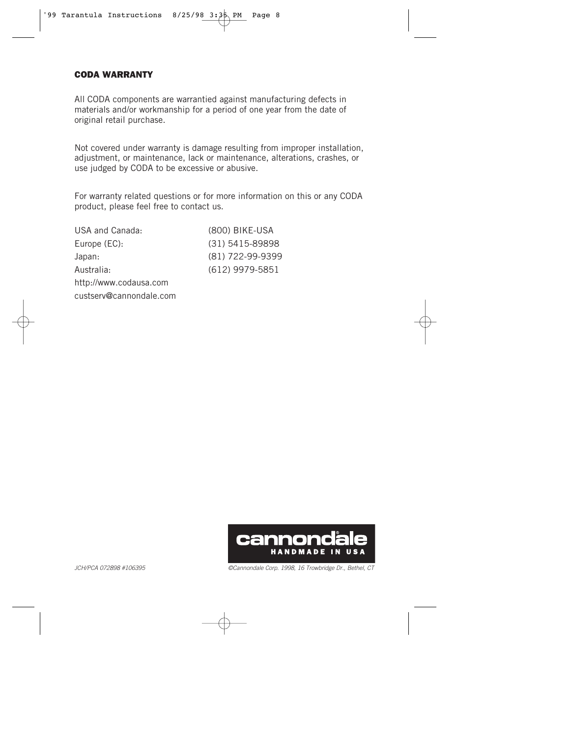## CODA WARRANTY

All CODA components are warrantied against manufacturing defects in materials and/or workmanship for a period of one year from the date of original retail purchase.

Not covered under warranty is damage resulting from improper installation, adjustment, or maintenance, lack or maintenance, alterations, crashes, or use judged by CODA to be excessive or abusive.

For warranty related questions or for more information on this or any CODA product, please feel free to contact us.

| | |
|---|---|
| USA and Canada: | (800) BIKE-USA |
| Europe (EC): | (31) 5415-89898 |
| Japan: | (81) 722-99-9399 |
| Australia: | (612) 9979-5851 |

http://www.codausa.com
custserv@cannondale.com

cannondale®
HANDMADE IN USA

*JCH/PCA 072898 #106395*

*©Cannondale Corp. 1998, 16 Trowbridge Dr., Bethel, CT*